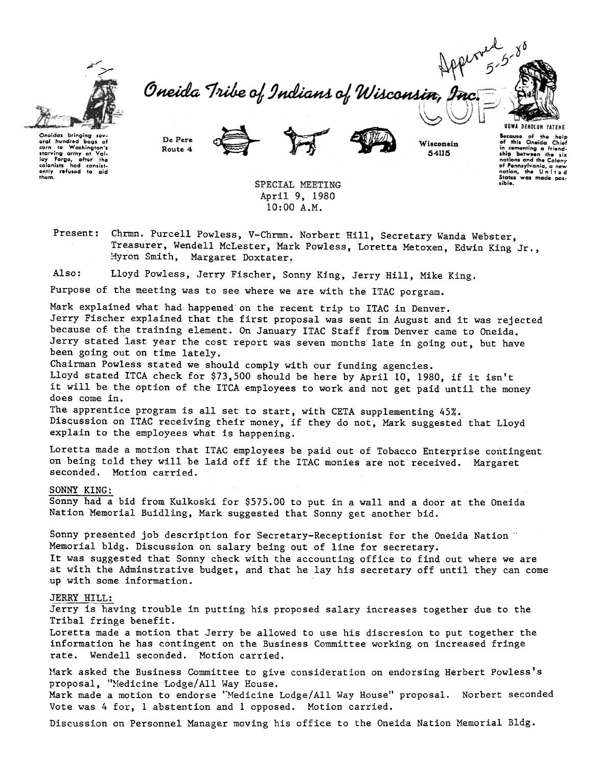Approved 5-5-80

# Oneida Tribe of Indians of Wisconsin, Inc.

COPY

Oneidas bringing several hundred bags of corn to Washington's starving army at Valley Forge, after the colonists had consistently refused to aid them.

De Pere
Route 4

Wisconsin
54115

UGWA DEHOLUH YATEHE

Because of the help of this Oneida Chief in cementing a friendship between the six nations and the Colony of Pennsylvania, a new nation, the United States was made possible.

SPECIAL MEETING
April 9, 1980
10:00 A.M.

Present: Chrmn. Purcell Powless, V-Chrmn. Norbert Hill, Secretary Wanda Webster, Treasurer, Wendell McLester, Mark Powless, Loretta Metoxen, Edwin King Jr., Myron Smith, Margaret Doxtater.

Also: Lloyd Powless, Jerry Fischer, Sonny King, Jerry Hill, Mike King.

Purpose of the meeting was to see where we are with the ITAC porgram.

Mark explained what had happened on the recent trip to ITAC in Denver.
Jerry Fischer explained that the first proposal was sent in August and it was rejected because of the training element. On January ITAC Staff from Denver came to Oneida. Jerry stated last year the cost report was seven months late in going out, but have been going out on time lately.
Chairman Powless stated we should comply with our funding agencies.
Lloyd stated ITCA check for $73,500 should be here by April 10, 1980, if it isn't it will be the option of the ITCA employees to work and not get paid until the money does come in.
The apprentice program is all set to start, with CETA supplementing 45%.
Discussion on ITAC receiving their money, if they do not, Mark suggested that Lloyd explain to the employees what is happening.

Loretta made a motion that ITAC employees be paid out of Tobacco Enterprise contingent on being told they will be laid off if the ITAC monies are not received. Margaret seconded. Motion carried.

SONNY KING:
Sonny had a bid from Kulkoski for $575.00 to put in a wall and a door at the Oneida Nation Memorial Buidling, Mark suggested that Sonny get another bid.

Sonny presented job description for Secretary-Receptionist for the Oneida Nation Memorial bldg. Discussion on salary being out of line for secretary.
It was suggested that Sonny check with the accounting office to find out where we are at with the Adminstrative budget, and that he lay his secretary off until they can come up with some information.

JERRY HILL:
Jerry is having trouble in putting his proposed salary increases together due to the Tribal fringe benefit.
Loretta made a motion that Jerry be allowed to use his discresion to put together the information he has contingent on the Business Committee working on increased fringe rate. Wendell seconded. Motion carried.

Mark asked the Business Committee to give consideration on endorsing Herbert Powless's proposal, "Medicine Lodge/All Way House.
Mark made a motion to endorse "Medicine Lodge/All Way House" proposal. Norbert seconded Vote was 4 for, 1 abstention and 1 opposed. Motion carried.

Discussion on Personnel Manager moving his office to the Oneida Nation Memorial Bldg.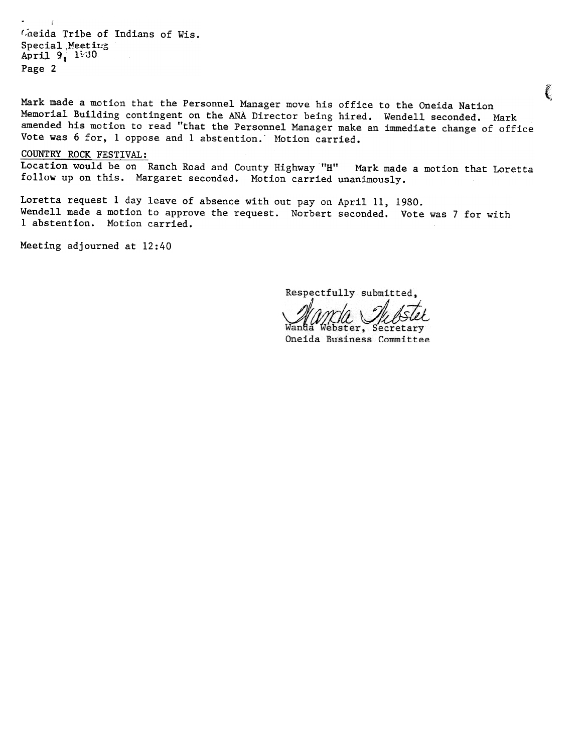Mark made a motion that the Personnel Manager move his office to the Oneida Nation Memorial Building contingent on the ANA Director being hired. Wendell seconded. Mark amended his motion to read "that the Personnel Manager make an immediate change of office Vote was 6 for, 1 oppose and 1 abstention. Motion carried.

COUNTRY ROCK FESTIVAL:

Location would be on Ranch Road and County Highway "H" Mark made a motion that Loretta follow up on this. Margaret seconded. Motion carried unanimously.

Loretta request 1 day leave of absence with out pay on April 11, 1980. Wendell made a motion to approve the request. Norbert seconded. Vote was 7 for with 1 abstention. Motion carried.

Meeting adjourned at 12:40

Respectfully submitted,

Wanda Webster

Wanda Webster, Secretary
Oneida Business Committee